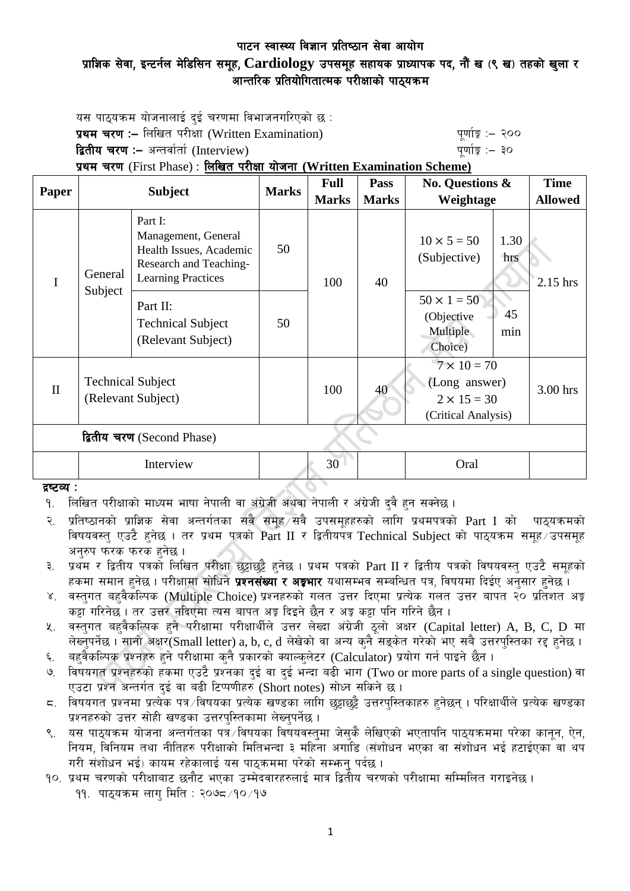# पाटन स्वास्थ्य विज्ञान प्रतिष्ठान सेवा आयोग

## प्राज्ञिक सेवा, इन्टर्नल मेडिसिन समूह, Cardiology उपसमूह सहायक प्राध्यापक पद, नौं ख (९ ख) तहको खुला र आन्तरिक प्रतियोगितात्मक परीक्षाको पाठ्यक्रम

यस पाठ्यक्रम योजनालाई दुई चरणमा विभाजनगरिएको छ :

**प्रथम चरण :–** लिखित परीक्षा (Written Examination) पूर्णाङ्क :– २००

**द्वितीय चरण :–** अन्तर्वार्ता (Interview) पूर्णाङ्क :– ३०

**प्रथम चरण** (First Phase) : **लिखित परीक्षा योजना (Written Examination Scheme)**

| Paper | Subject | | Marks | Full Marks | Pass Marks | No. Questions & Weightage | | Time Allowed |
|---|---|---|---|---|---|---|---|---|
| I | General Subject | Part I: Management, General Health Issues, Academic Research and Teaching-Learning Practices | 50 | 100 | 40 | 10 × 5 = 50 (Subjective) | 1.30 hrs | 2.15 hrs |
| | | Part II: Technical Subject (Relevant Subject) | 50 | | | 50 × 1 = 50 (Objective Multiple Choice) | 45 min | |
| II | Technical Subject (Relevant Subject) | | | 100 | 40 | 7 × 10 = 70 (Long answer) 2 × 15 = 30 (Critical Analysis) | | 3.00 hrs |
| **द्वितीय चरण** (Second Phase) | | | | | | | | |
| | Interview | | | 30 | | Oral | | |

**द्रष्टव्य :**

१. लिखित परीक्षाको माध्यम भाषा नेपाली वा अंग्रेजी अथवा नेपाली र अंग्रेजी दुवै हुन सक्नेछ ।

२. प्रतिष्ठानको प्राज्ञिक सेवा अन्तर्गतका सवै समूह/सवै उपसमूहहरुको लागि प्रथमपत्रको Part I को पाठ्यक्रमको विषयवस्तु एउटै हुनेछ । तर प्रथम पत्रको Part II र द्वितीयपत्र Technical Subject को पाठ्यक्रम समूह/उपसमूह अनुरुप फरक फरक हुनेछ ।

३. प्रथम र द्वितीय पत्रको लिखित परीक्षा छुट्टाछुट्टै हुनेछ । प्रथम पत्रको Part II र द्वितीय पत्रको विषयवस्तु एउटै समूहको हकमा समान हुनेछ । परीक्षामा सोधिने **प्रश्नसंख्या र अङ्कभार** यथासम्भव सम्बन्धित पत्र, विषयमा दिईए अनुसार हुनेछ ।

४. वस्तुगत बहुवैकल्पिक (Multiple Choice) प्रश्नहरुको गलत उत्तर दिएमा प्रत्येक गलत उत्तर बापत २० प्रतिशत अङ्क कट्टा गरिनेछ । तर उत्तर नदिएमा त्यस बापत अङ्क दिइने छैन र अङ्क कट्टा पनि गरिने छैन ।

५. वस्तुगत बहुवैकल्पिक हुने परीक्षामा परीक्षार्थीले उत्तर लेख्दा अंग्रेजी ठूलो अक्षर (Capital letter) A, B, C, D मा लेख्नुपर्नेछ । सानो अक्षर(Small letter) a, b, c, d लेखेको वा अन्य कुनै सङ्केत गरेको भए सबै उत्तरपुस्तिका रद्द हुनेछ ।

६. बहुवैकल्पिक प्रश्नहरु हुने परीक्षामा कुनै प्रकारको क्याल्कुलेटर (Calculator) प्रयोग गर्न पाइने छैन ।

७. विषयगत प्रश्नहरुको हकमा एउटै प्रश्नका दुई वा दुई भन्दा बढी भाग (Two or more parts of a single question) वा एउटा प्रश्न अन्तर्गत दुई वा बढी टिप्पणीहरु (Short notes) सोध्न सकिने छ ।

८. विषयगत प्रश्नमा प्रत्येक पत्र/विषयका प्रत्येक खण्डका लागि छुट्टाछुट्टै उत्तरपुस्तिकाहरु हुनेछन् । परिक्षार्थीले प्रत्येक खण्डका प्रश्नहरुको उत्तर सोही खण्डका उत्तरपुस्तिकामा लेख्नुपर्नेछ ।

९. यस पाठ्यक्रम योजना अन्तर्गतका पत्र/विषयका विषयवस्तुमा जेसुकै लेखिएको भएतापनि पाठ्यक्रममा परेका कानून, ऐन, नियम, विनियम तथा नीतिहरु परीक्षाको मितिभन्दा ३ महिना अगाडि (संशोधन भएका वा संशोधन भई हटाईएका वा थप गरी संशोधन भई) कायम रहेकालाई यस पाठ्कममा परेको सम्झनु पर्दछ ।

१०. प्रथम चरणको परीक्षाबाट छनौट भएका उम्मेदवारहरुलाई मात्र द्वितीय चरणको परीक्षामा सम्मिलित गराइनेछ ।

११. पाठ्यक्रम लागु मिति : २०७८/१०/१७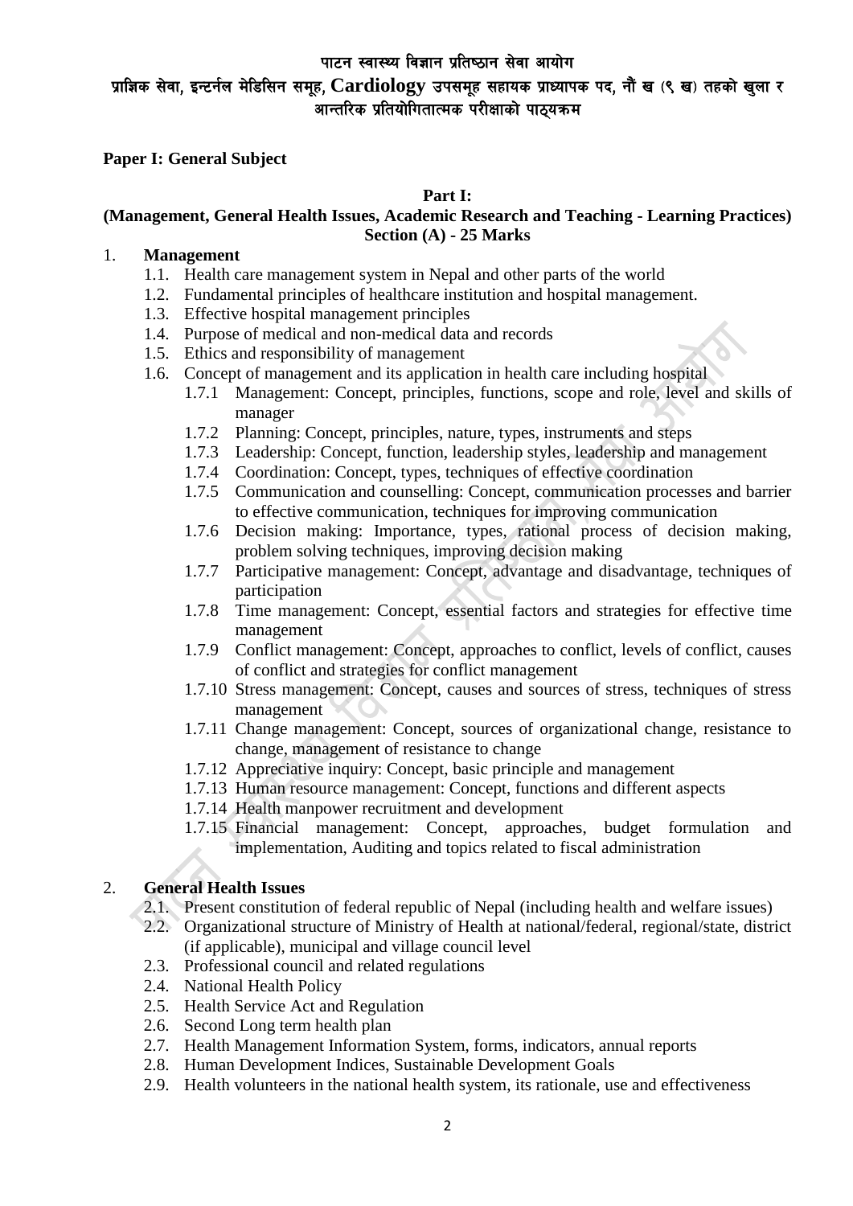# पाटन स्वास्थ्य विज्ञान प्रतिष्ठान सेवा आयोग

## प्राज्ञिक सेवा, इन्टर्नल मेडिसिन समूह, Cardiology उपसमूह सहायक प्राध्यापक पद, नौं ख (९ ख) तहको खुला र आन्तरिक प्रतियोगितात्मक परीक्षाको पाठ्यक्रम

**Paper I: General Subject**

**Part I:**

**(Management, General Health Issues, Academic Research and Teaching - Learning Practices)**
**Section (A) - 25 Marks**

1. **Management**
   - 1.1. Health care management system in Nepal and other parts of the world
   - 1.2. Fundamental principles of healthcare institution and hospital management.
   - 1.3. Effective hospital management principles
   - 1.4. Purpose of medical and non-medical data and records
   - 1.5. Ethics and responsibility of management
   - 1.6. Concept of management and its application in health care including hospital
     - 1.7.1 Management: Concept, principles, functions, scope and role, level and skills of manager
     - 1.7.2 Planning: Concept, principles, nature, types, instruments and steps
     - 1.7.3 Leadership: Concept, function, leadership styles, leadership and management
     - 1.7.4 Coordination: Concept, types, techniques of effective coordination
     - 1.7.5 Communication and counselling: Concept, communication processes and barrier to effective communication, techniques for improving communication
     - 1.7.6 Decision making: Importance, types, rational process of decision making, problem solving techniques, improving decision making
     - 1.7.7 Participative management: Concept, advantage and disadvantage, techniques of participation
     - 1.7.8 Time management: Concept, essential factors and strategies for effective time management
     - 1.7.9 Conflict management: Concept, approaches to conflict, levels of conflict, causes of conflict and strategies for conflict management
     - 1.7.10 Stress management: Concept, causes and sources of stress, techniques of stress management
     - 1.7.11 Change management: Concept, sources of organizational change, resistance to change, management of resistance to change
     - 1.7.12 Appreciative inquiry: Concept, basic principle and management
     - 1.7.13 Human resource management: Concept, functions and different aspects
     - 1.7.14 Health manpower recruitment and development
     - 1.7.15 Financial management: Concept, approaches, budget formulation and implementation, Auditing and topics related to fiscal administration

2. **General Health Issues**
   - 2.1. Present constitution of federal republic of Nepal (including health and welfare issues)
   - 2.2. Organizational structure of Ministry of Health at national/federal, regional/state, district (if applicable), municipal and village council level
   - 2.3. Professional council and related regulations
   - 2.4. National Health Policy
   - 2.5. Health Service Act and Regulation
   - 2.6. Second Long term health plan
   - 2.7. Health Management Information System, forms, indicators, annual reports
   - 2.8. Human Development Indices, Sustainable Development Goals
   - 2.9. Health volunteers in the national health system, its rationale, use and effectiveness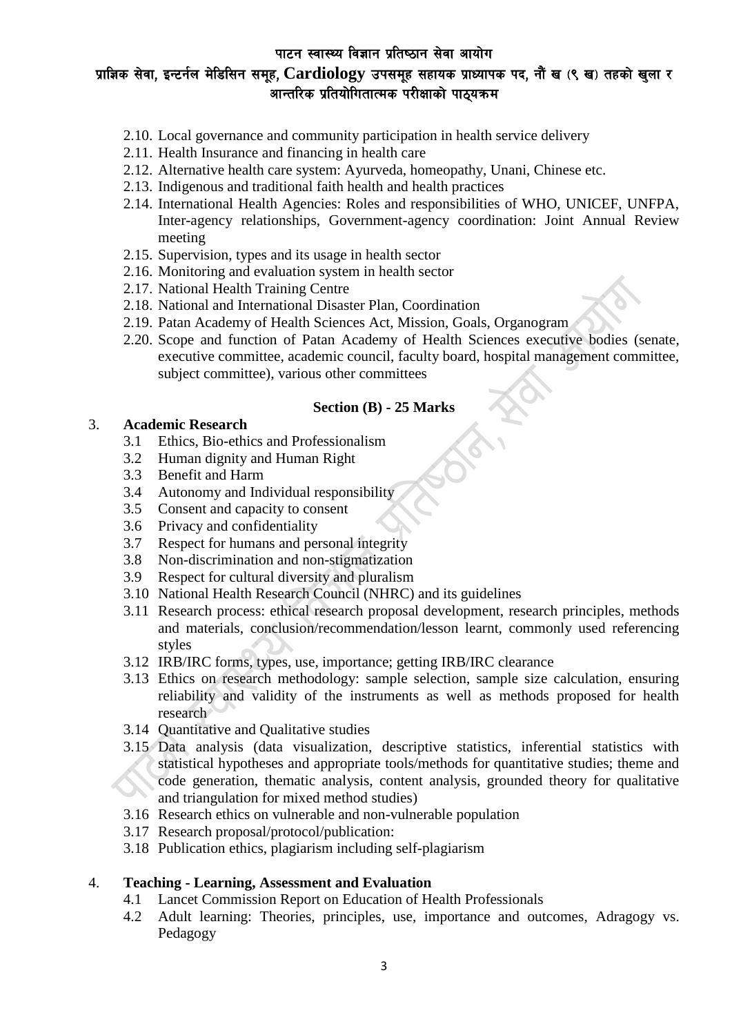- 2.10. Local governance and community participation in health service delivery
- 2.11. Health Insurance and financing in health care
- 2.12. Alternative health care system: Ayurveda, homeopathy, Unani, Chinese etc.
- 2.13. Indigenous and traditional faith health and health practices
- 2.14. International Health Agencies: Roles and responsibilities of WHO, UNICEF, UNFPA, Inter-agency relationships, Government-agency coordination: Joint Annual Review meeting
- 2.15. Supervision, types and its usage in health sector
- 2.16. Monitoring and evaluation system in health sector
- 2.17. National Health Training Centre
- 2.18. National and International Disaster Plan, Coordination
- 2.19. Patan Academy of Health Sciences Act, Mission, Goals, Organogram
- 2.20. Scope and function of Patan Academy of Health Sciences executive bodies (senate, executive committee, academic council, faculty board, hospital management committee, subject committee), various other committees

**Section (B) - 25 Marks**

3. **Academic Research**
   - 3.1 Ethics, Bio-ethics and Professionalism
   - 3.2 Human dignity and Human Right
   - 3.3 Benefit and Harm
   - 3.4 Autonomy and Individual responsibility
   - 3.5 Consent and capacity to consent
   - 3.6 Privacy and confidentiality
   - 3.7 Respect for humans and personal integrity
   - 3.8 Non-discrimination and non-stigmatization
   - 3.9 Respect for cultural diversity and pluralism
   - 3.10 National Health Research Council (NHRC) and its guidelines
   - 3.11 Research process: ethical research proposal development, research principles, methods and materials, conclusion/recommendation/lesson learnt, commonly used referencing styles
   - 3.12 IRB/IRC forms, types, use, importance; getting IRB/IRC clearance
   - 3.13 Ethics on research methodology: sample selection, sample size calculation, ensuring reliability and validity of the instruments as well as methods proposed for health research
   - 3.14 Quantitative and Qualitative studies
   - 3.15 Data analysis (data visualization, descriptive statistics, inferential statistics with statistical hypotheses and appropriate tools/methods for quantitative studies; theme and code generation, thematic analysis, content analysis, grounded theory for qualitative and triangulation for mixed method studies)
   - 3.16 Research ethics on vulnerable and non-vulnerable population
   - 3.17 Research proposal/protocol/publication:
   - 3.18 Publication ethics, plagiarism including self-plagiarism

4. **Teaching - Learning, Assessment and Evaluation**
   - 4.1 Lancet Commission Report on Education of Health Professionals
   - 4.2 Adult learning: Theories, principles, use, importance and outcomes, Adragogy vs. Pedagogy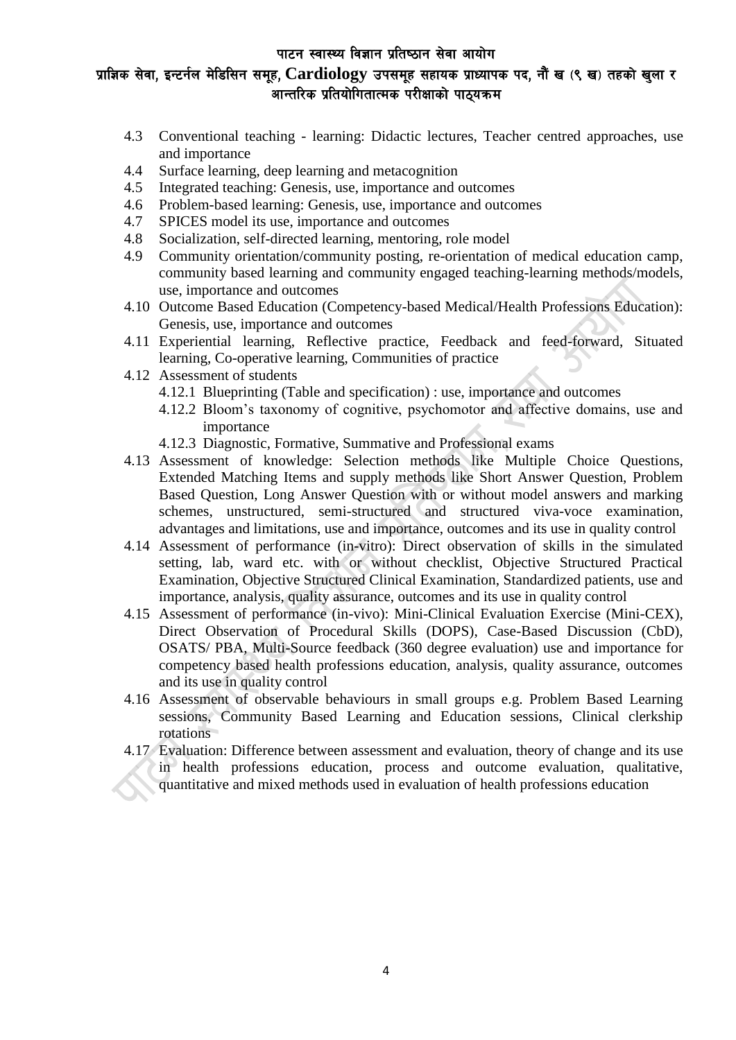- 4.3 Conventional teaching - learning: Didactic lectures, Teacher centred approaches, use and importance
- 4.4 Surface learning, deep learning and metacognition
- 4.5 Integrated teaching: Genesis, use, importance and outcomes
- 4.6 Problem-based learning: Genesis, use, importance and outcomes
- 4.7 SPICES model its use, importance and outcomes
- 4.8 Socialization, self-directed learning, mentoring, role model
- 4.9 Community orientation/community posting, re-orientation of medical education camp, community based learning and community engaged teaching-learning methods/models, use, importance and outcomes
- 4.10 Outcome Based Education (Competency-based Medical/Health Professions Education): Genesis, use, importance and outcomes
- 4.11 Experiential learning, Reflective practice, Feedback and feed-forward, Situated learning, Co-operative learning, Communities of practice
- 4.12 Assessment of students
  - 4.12.1 Blueprinting (Table and specification) : use, importance and outcomes
  - 4.12.2 Bloom's taxonomy of cognitive, psychomotor and affective domains, use and importance
  - 4.12.3 Diagnostic, Formative, Summative and Professional exams
- 4.13 Assessment of knowledge: Selection methods like Multiple Choice Questions, Extended Matching Items and supply methods like Short Answer Question, Problem Based Question, Long Answer Question with or without model answers and marking schemes, unstructured, semi-structured and structured viva-voce examination, advantages and limitations, use and importance, outcomes and its use in quality control
- 4.14 Assessment of performance (in-vitro): Direct observation of skills in the simulated setting, lab, ward etc. with or without checklist, Objective Structured Practical Examination, Objective Structured Clinical Examination, Standardized patients, use and importance, analysis, quality assurance, outcomes and its use in quality control
- 4.15 Assessment of performance (in-vivo): Mini-Clinical Evaluation Exercise (Mini-CEX), Direct Observation of Procedural Skills (DOPS), Case-Based Discussion (CbD), OSATS/ PBA, Multi-Source feedback (360 degree evaluation) use and importance for competency based health professions education, analysis, quality assurance, outcomes and its use in quality control
- 4.16 Assessment of observable behaviours in small groups e.g. Problem Based Learning sessions, Community Based Learning and Education sessions, Clinical clerkship rotations
- 4.17 Evaluation: Difference between assessment and evaluation, theory of change and its use in health professions education, process and outcome evaluation, qualitative, quantitative and mixed methods used in evaluation of health professions education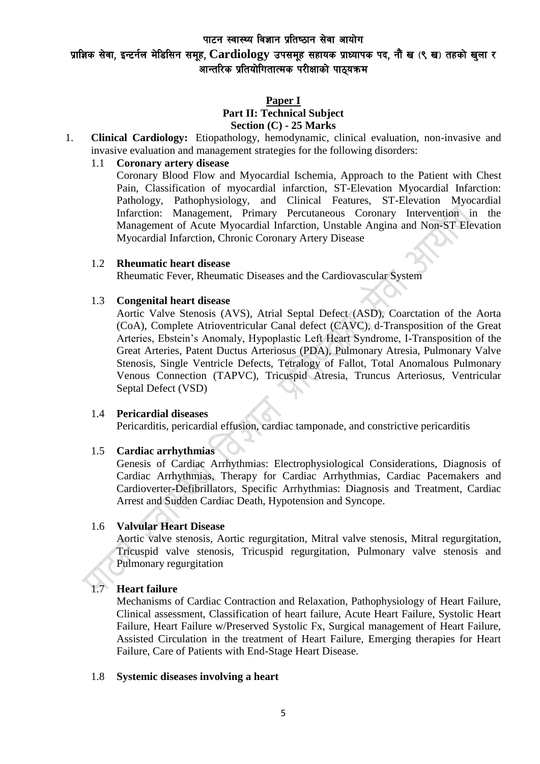**Paper I**
**Part II: Technical Subject**
**Section (C) - 25 Marks**

1. **Clinical Cardiology:** Etiopathology, hemodynamic, clinical evaluation, non-invasive and invasive evaluation and management strategies for the following disorders:

   1.1 **Coronary artery disease**
   Coronary Blood Flow and Myocardial Ischemia, Approach to the Patient with Chest Pain, Classification of myocardial infarction, ST-Elevation Myocardial Infarction: Pathology, Pathophysiology, and Clinical Features, ST-Elevation Myocardial Infarction: Management, Primary Percutaneous Coronary Intervention in the Management of Acute Myocardial Infarction, Unstable Angina and Non-ST Elevation Myocardial Infarction, Chronic Coronary Artery Disease

   1.2 **Rheumatic heart disease**
   Rheumatic Fever, Rheumatic Diseases and the Cardiovascular System

   1.3 **Congenital heart disease**
   Aortic Valve Stenosis (AVS), Atrial Septal Defect (ASD), Coarctation of the Aorta (CoA), Complete Atrioventricular Canal defect (CAVC), d-Transposition of the Great Arteries, Ebstein's Anomaly, Hypoplastic Left Heart Syndrome, I-Transposition of the Great Arteries, Patent Ductus Arteriosus (PDA), Pulmonary Atresia, Pulmonary Valve Stenosis, Single Ventricle Defects, Tetralogy of Fallot, Total Anomalous Pulmonary Venous Connection (TAPVC), Tricuspid Atresia, Truncus Arteriosus, Ventricular Septal Defect (VSD)

   1.4 **Pericardial diseases**
   Pericarditis, pericardial effusion, cardiac tamponade, and constrictive pericarditis

   1.5 **Cardiac arrhythmias**
   Genesis of Cardiac Arrhythmias: Electrophysiological Considerations, Diagnosis of Cardiac Arrhythmias, Therapy for Cardiac Arrhythmias, Cardiac Pacemakers and Cardioverter-Defibrillators, Specific Arrhythmias: Diagnosis and Treatment, Cardiac Arrest and Sudden Cardiac Death, Hypotension and Syncope.

   1.6 **Valvular Heart Disease**
   Aortic valve stenosis, Aortic regurgitation, Mitral valve stenosis, Mitral regurgitation, Tricuspid valve stenosis, Tricuspid regurgitation, Pulmonary valve stenosis and Pulmonary regurgitation

   1.7 **Heart failure**
   Mechanisms of Cardiac Contraction and Relaxation, Pathophysiology of Heart Failure, Clinical assessment, Classification of heart failure, Acute Heart Failure, Systolic Heart Failure, Heart Failure w/Preserved Systolic Fx, Surgical management of Heart Failure, Assisted Circulation in the treatment of Heart Failure, Emerging therapies for Heart Failure, Care of Patients with End-Stage Heart Disease.

   1.8 **Systemic diseases involving a heart**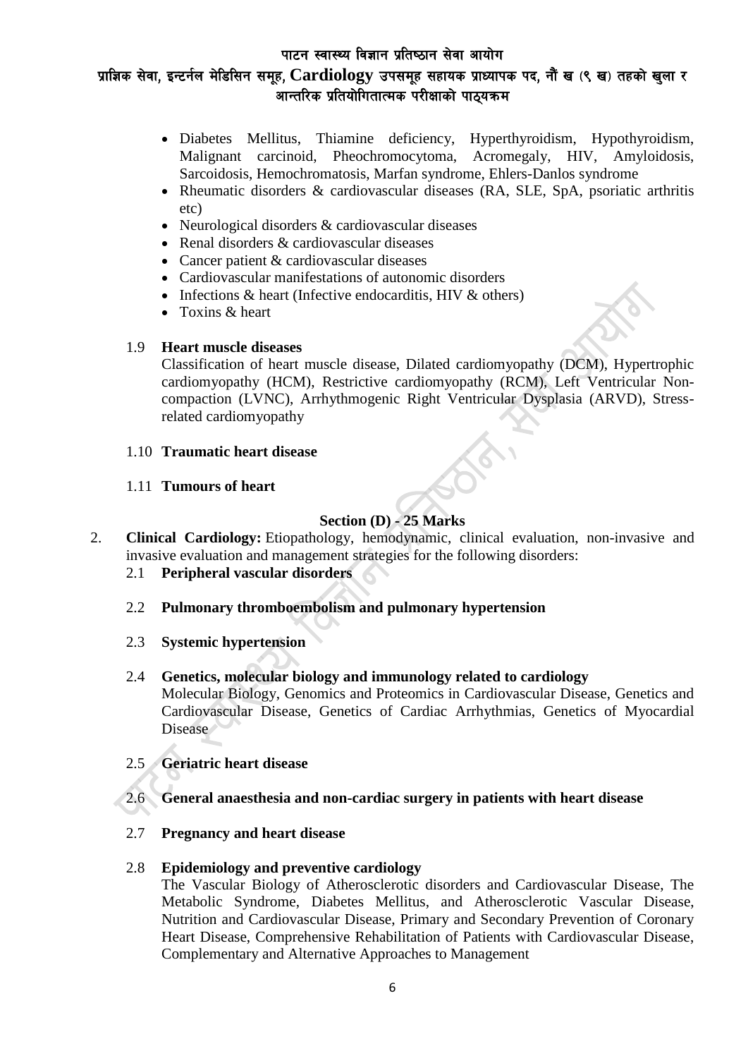- Diabetes Mellitus, Thiamine deficiency, Hyperthyroidism, Hypothyroidism, Malignant carcinoid, Pheochromocytoma, Acromegaly, HIV, Amyloidosis, Sarcoidosis, Hemochromatosis, Marfan syndrome, Ehlers-Danlos syndrome
- Rheumatic disorders & cardiovascular diseases (RA, SLE, SpA, psoriatic arthritis etc)
- Neurological disorders & cardiovascular diseases
- Renal disorders & cardiovascular diseases
- Cancer patient & cardiovascular diseases
- Cardiovascular manifestations of autonomic disorders
- Infections & heart (Infective endocarditis, HIV & others)
- Toxins & heart

1.9 **Heart muscle diseases**

Classification of heart muscle disease, Dilated cardiomyopathy (DCM), Hypertrophic cardiomyopathy (HCM), Restrictive cardiomyopathy (RCM), Left Ventricular Non-compaction (LVNC), Arrhythmogenic Right Ventricular Dysplasia (ARVD), Stress-related cardiomyopathy

1.10 **Traumatic heart disease**

1.11 **Tumours of heart**

## Section (D) - 25 Marks

2. **Clinical Cardiology:** Etiopathology, hemodynamic, clinical evaluation, non-invasive and invasive evaluation and management strategies for the following disorders:

2.1 **Peripheral vascular disorders**

2.2 **Pulmonary thromboembolism and pulmonary hypertension**

2.3 **Systemic hypertension**

2.4 **Genetics, molecular biology and immunology related to cardiology**

Molecular Biology, Genomics and Proteomics in Cardiovascular Disease, Genetics and Cardiovascular Disease, Genetics of Cardiac Arrhythmias, Genetics of Myocardial Disease

2.5 **Geriatric heart disease**

2.6 **General anaesthesia and non-cardiac surgery in patients with heart disease**

2.7 **Pregnancy and heart disease**

2.8 **Epidemiology and preventive cardiology**

The Vascular Biology of Atherosclerotic disorders and Cardiovascular Disease, The Metabolic Syndrome, Diabetes Mellitus, and Atherosclerotic Vascular Disease, Nutrition and Cardiovascular Disease, Primary and Secondary Prevention of Coronary Heart Disease, Comprehensive Rehabilitation of Patients with Cardiovascular Disease, Complementary and Alternative Approaches to Management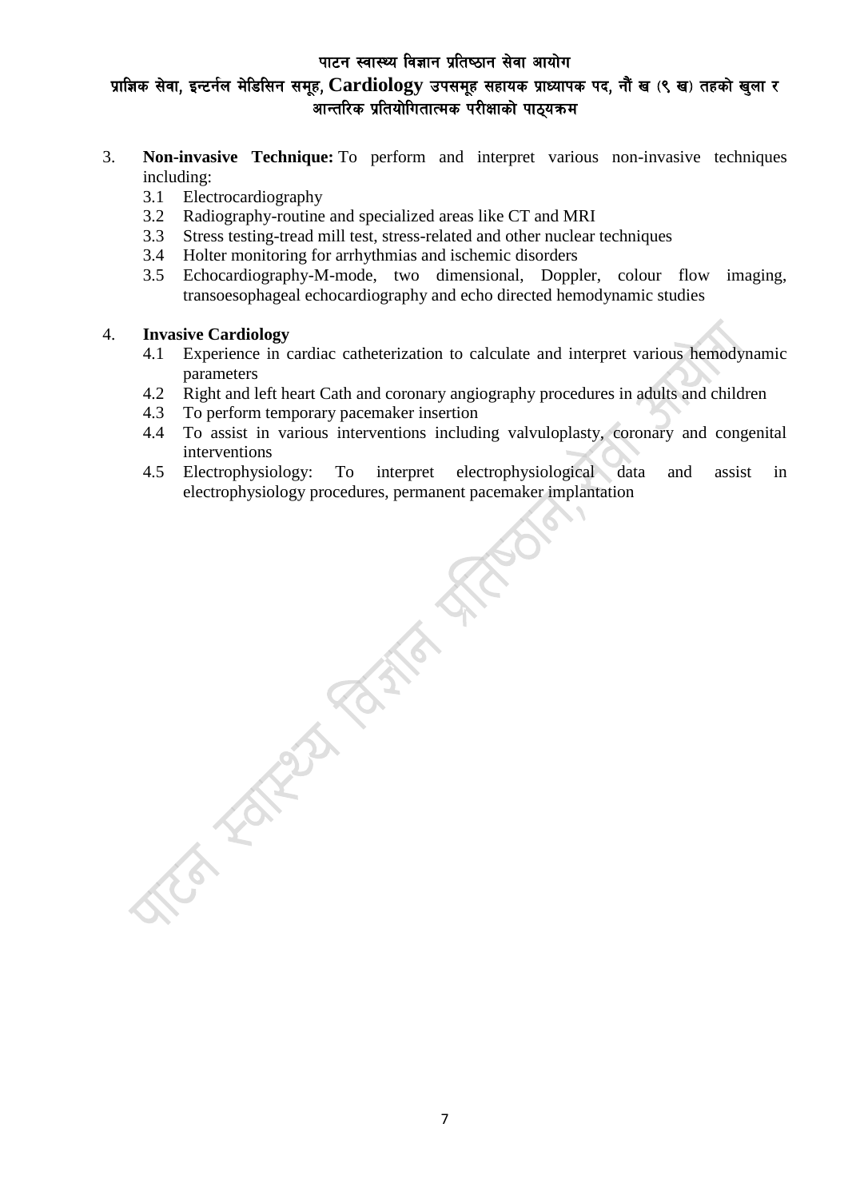3. **Non-invasive Technique:** To perform and interpret various non-invasive techniques including:
   3.1 Electrocardiography
   3.2 Radiography-routine and specialized areas like CT and MRI
   3.3 Stress testing-tread mill test, stress-related and other nuclear techniques
   3.4 Holter monitoring for arrhythmias and ischemic disorders
   3.5 Echocardiography-M-mode, two dimensional, Doppler, colour flow imaging, transoesophageal echocardiography and echo directed hemodynamic studies

4. **Invasive Cardiology**
   4.1 Experience in cardiac catheterization to calculate and interpret various hemodynamic parameters
   4.2 Right and left heart Cath and coronary angiography procedures in adults and children
   4.3 To perform temporary pacemaker insertion
   4.4 To assist in various interventions including valvuloplasty, coronary and congenital interventions
   4.5 Electrophysiology: To interpret electrophysiological data and assist in electrophysiology procedures, permanent pacemaker implantation